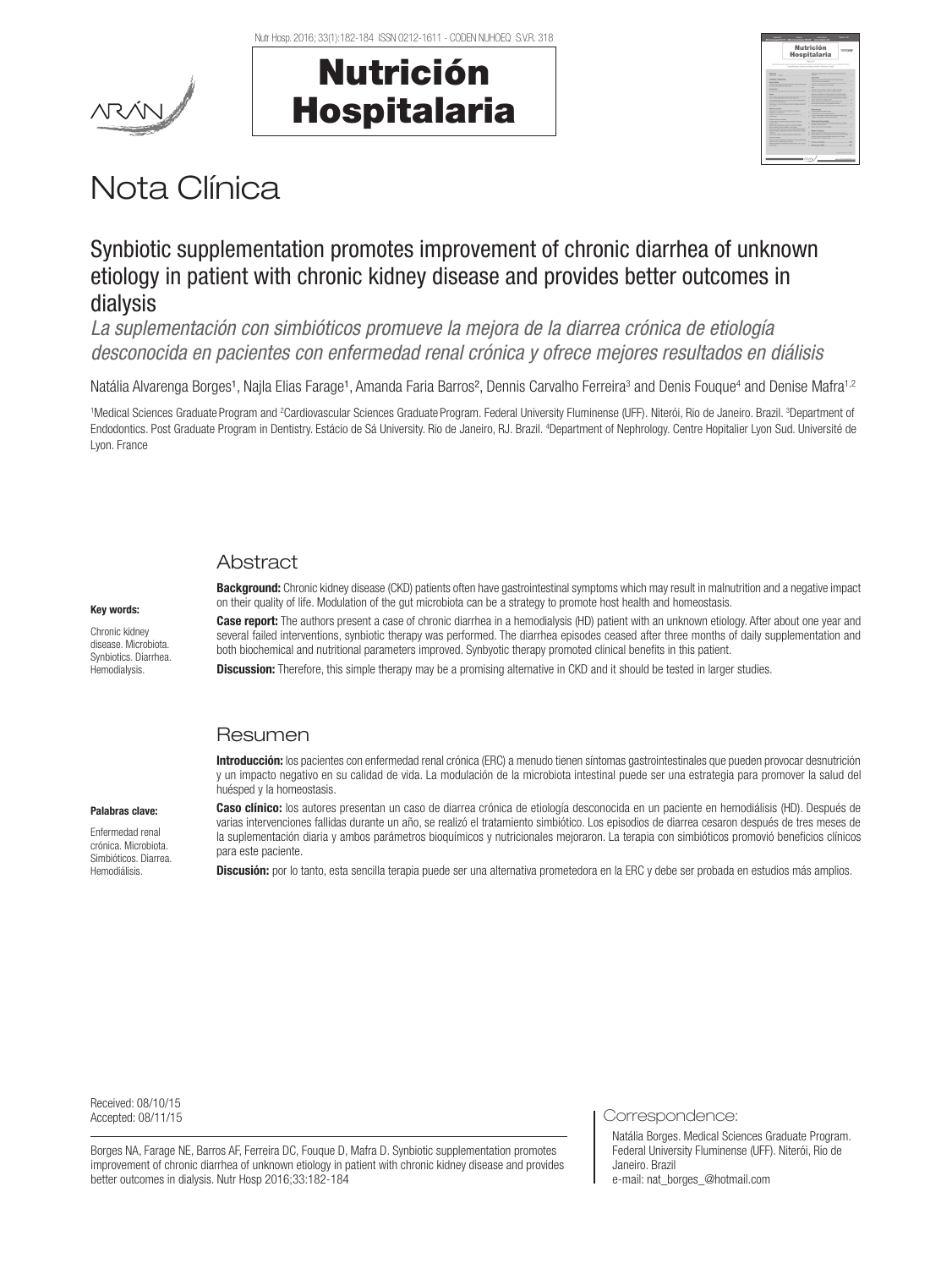# Nota Clínica

## Synbiotic supplementation promotes improvement of chronic diarrhea of unknown etiology in patient with chronic kidney disease and provides better outcomes in dialysis

*La suplementación con simbióticos promueve la mejora de la diarrea crónica de etiología desconocida en pacientes con enfermedad renal crónica y ofrece mejores resultados en diálisis*

Natália Alvarenga Borges[1], Najla Elias Farage[1], Amanda Faria Barros[2], Dennis Carvalho Ferreira[3] and Denis Fouque[4] and Denise Mafra[1,2]

[1]Medical Sciences Graduate Program and [2]Cardiovascular Sciences Graduate Program. Federal University Fluminense (UFF). Niterói, Rio de Janeiro. Brazil. [3]Department of Endodontics. Post Graduate Program in Dentistry. Estácio de Sá University. Rio de Janeiro, RJ. Brazil. [4]Department of Nephrology. Centre Hopitalier Lyon Sud. Université de Lyon. France

### Abstract

**Key words:**

Chronic kidney disease. Microbiota. Synbiotics. Diarrhea. Hemodialysis.

**Background:** Chronic kidney disease (CKD) patients often have gastrointestinal symptoms which may result in malnutrition and a negative impact on their quality of life. Modulation of the gut microbiota can be a strategy to promote host health and homeostasis.

**Case report:** The authors present a case of chronic diarrhea in a hemodialysis (HD) patient with an unknown etiology. After about one year and several failed interventions, synbiotic therapy was performed. The diarrhea episodes ceased after three months of daily supplementation and both biochemical and nutritional parameters improved. Synbyotic therapy promoted clinical benefits in this patient.

**Discussion:** Therefore, this simple therapy may be a promising alternative in CKD and it should be tested in larger studies.

### Resumen

**Palabras clave:**

Enfermedad renal crónica. Microbiota. Simbióticos. Diarrea. Hemodiálisis.

**Introducción:** los pacientes con enfermedad renal crónica (ERC) a menudo tienen síntomas gastrointestinales que pueden provocar desnutrición y un impacto negativo en su calidad de vida. La modulación de la microbiota intestinal puede ser una estrategia para promover la salud del huésped y la homeostasis.

**Caso clínico:** los autores presentan un caso de diarrea crónica de etiología desconocida en un paciente en hemodiálisis (HD). Después de varias intervenciones fallidas durante un año, se realizó el tratamiento simbiótico. Los episodios de diarrea cesaron después de tres meses de la suplementación diaria y ambos parámetros bioquímicos y nutricionales mejoraron. La terapia con simbióticos promovió beneficios clínicos para este paciente.

**Discusión:** por lo tanto, esta sencilla terapia puede ser una alternativa prometedora en la ERC y debe ser probada en estudios más amplios.

Received: 08/10/15
Accepted: 08/11/15

Borges NA, Farage NE, Barros AF, Ferreira DC, Fouque D, Mafra D. Synbiotic supplementation promotes improvement of chronic diarrhea of unknown etiology in patient with chronic kidney disease and provides better outcomes in dialysis. Nutr Hosp 2016;33:182-184

Correspondence:

Natália Borges. Medical Sciences Graduate Program. Federal University Fluminense (UFF). Niterói, Rio de Janeiro. Brazil
e-mail: nat_borges_@hotmail.com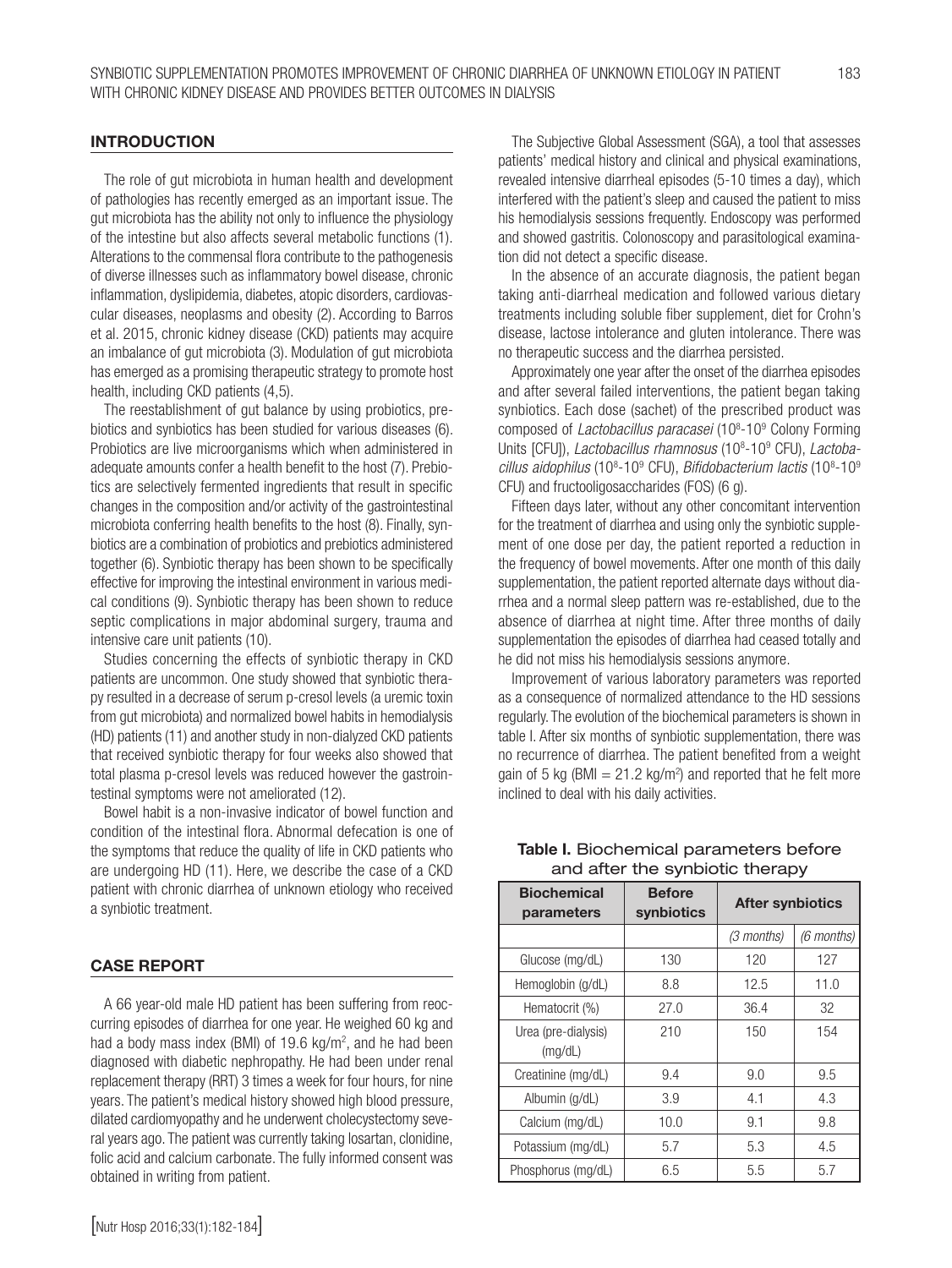## INTRODUCTION

The role of gut microbiota in human health and development of pathologies has recently emerged as an important issue. The gut microbiota has the ability not only to influence the physiology of the intestine but also affects several metabolic functions (1). Alterations to the commensal flora contribute to the pathogenesis of diverse illnesses such as inflammatory bowel disease, chronic inflammation, dyslipidemia, diabetes, atopic disorders, cardiovascular diseases, neoplasms and obesity (2). According to Barros et al. 2015, chronic kidney disease (CKD) patients may acquire an imbalance of gut microbiota (3). Modulation of gut microbiota has emerged as a promising therapeutic strategy to promote host health, including CKD patients (4,5).

The reestablishment of gut balance by using probiotics, prebiotics and synbiotics has been studied for various diseases (6). Probiotics are live microorganisms which when administered in adequate amounts confer a health benefit to the host (7). Prebiotics are selectively fermented ingredients that result in specific changes in the composition and/or activity of the gastrointestinal microbiota conferring health benefits to the host (8). Finally, synbiotics are a combination of probiotics and prebiotics administered together (6). Synbiotic therapy has been shown to be specifically effective for improving the intestinal environment in various medical conditions (9). Synbiotic therapy has been shown to reduce septic complications in major abdominal surgery, trauma and intensive care unit patients (10).

Studies concerning the effects of synbiotic therapy in CKD patients are uncommon. One study showed that synbiotic therapy resulted in a decrease of serum p-cresol levels (a uremic toxin from gut microbiota) and normalized bowel habits in hemodialysis (HD) patients (11) and another study in non-dialyzed CKD patients that received synbiotic therapy for four weeks also showed that total plasma p-cresol levels was reduced however the gastrointestinal symptoms were not ameliorated (12).

Bowel habit is a non-invasive indicator of bowel function and condition of the intestinal flora. Abnormal defecation is one of the symptoms that reduce the quality of life in CKD patients who are undergoing HD (11). Here, we describe the case of a CKD patient with chronic diarrhea of unknown etiology who received a synbiotic treatment.

## CASE REPORT

A 66 year-old male HD patient has been suffering from reoccurring episodes of diarrhea for one year. He weighed 60 kg and had a body mass index (BMI) of 19.6 kg/m$^2$, and he had been diagnosed with diabetic nephropathy. He had been under renal replacement therapy (RRT) 3 times a week for four hours, for nine years. The patient's medical history showed high blood pressure, dilated cardiomyopathy and he underwent cholecystectomy several years ago. The patient was currently taking losartan, clonidine, folic acid and calcium carbonate. The fully informed consent was obtained in writing from patient.

The Subjective Global Assessment (SGA), a tool that assesses patients' medical history and clinical and physical examinations, revealed intensive diarrheal episodes (5-10 times a day), which interfered with the patient's sleep and caused the patient to miss his hemodialysis sessions frequently. Endoscopy was performed and showed gastritis. Colonoscopy and parasitological examination did not detect a specific disease.

In the absence of an accurate diagnosis, the patient began taking anti-diarrheal medication and followed various dietary treatments including soluble fiber supplement, diet for Crohn's disease, lactose intolerance and gluten intolerance. There was no therapeutic success and the diarrhea persisted.

Approximately one year after the onset of the diarrhea episodes and after several failed interventions, the patient began taking synbiotics. Each dose (sachet) of the prescribed product was composed of *Lactobacillus paracasei* ($10^8$-$10^9$ Colony Forming Units [CFU]), *Lactobacillus rhamnosus* ($10^8$-$10^9$ CFU), *Lactobacillus aidophilus* ($10^8$-$10^9$ CFU), *Bifidobacterium lactis* ($10^8$-$10^9$ CFU) and fructooligosaccharides (FOS) (6 g).

Fifteen days later, without any other concomitant intervention for the treatment of diarrhea and using only the synbiotic supplement of one dose per day, the patient reported a reduction in the frequency of bowel movements. After one month of this daily supplementation, the patient reported alternate days without diarrhea and a normal sleep pattern was re-established, due to the absence of diarrhea at night time. After three months of daily supplementation the episodes of diarrhea had ceased totally and he did not miss his hemodialysis sessions anymore.

Improvement of various laboratory parameters was reported as a consequence of normalized attendance to the HD sessions regularly. The evolution of the biochemical parameters is shown in table I. After six months of synbiotic supplementation, there was no recurrence of diarrhea. The patient benefited from a weight gain of 5 kg (BMI = 21.2 kg/m$^2$) and reported that he felt more inclined to deal with his daily activities.

**Table I.** Biochemical parameters before and after the synbiotic therapy

| Biochemical parameters | Before synbiotics | After synbiotics | |
|---|---|---|---|
| | | *(3 months)* | *(6 months)* |
| Glucose (mg/dL) | 130 | 120 | 127 |
| Hemoglobin (g/dL) | 8.8 | 12.5 | 11.0 |
| Hematocrit (%) | 27.0 | 36.4 | 32 |
| Urea (pre-dialysis) (mg/dL) | 210 | 150 | 154 |
| Creatinine (mg/dL) | 9.4 | 9.0 | 9.5 |
| Albumin (g/dL) | 3.9 | 4.1 | 4.3 |
| Calcium (mg/dL) | 10.0 | 9.1 | 9.8 |
| Potassium (mg/dL) | 5.7 | 5.3 | 4.5 |
| Phosphorus (mg/dL) | 6.5 | 5.5 | 5.7 |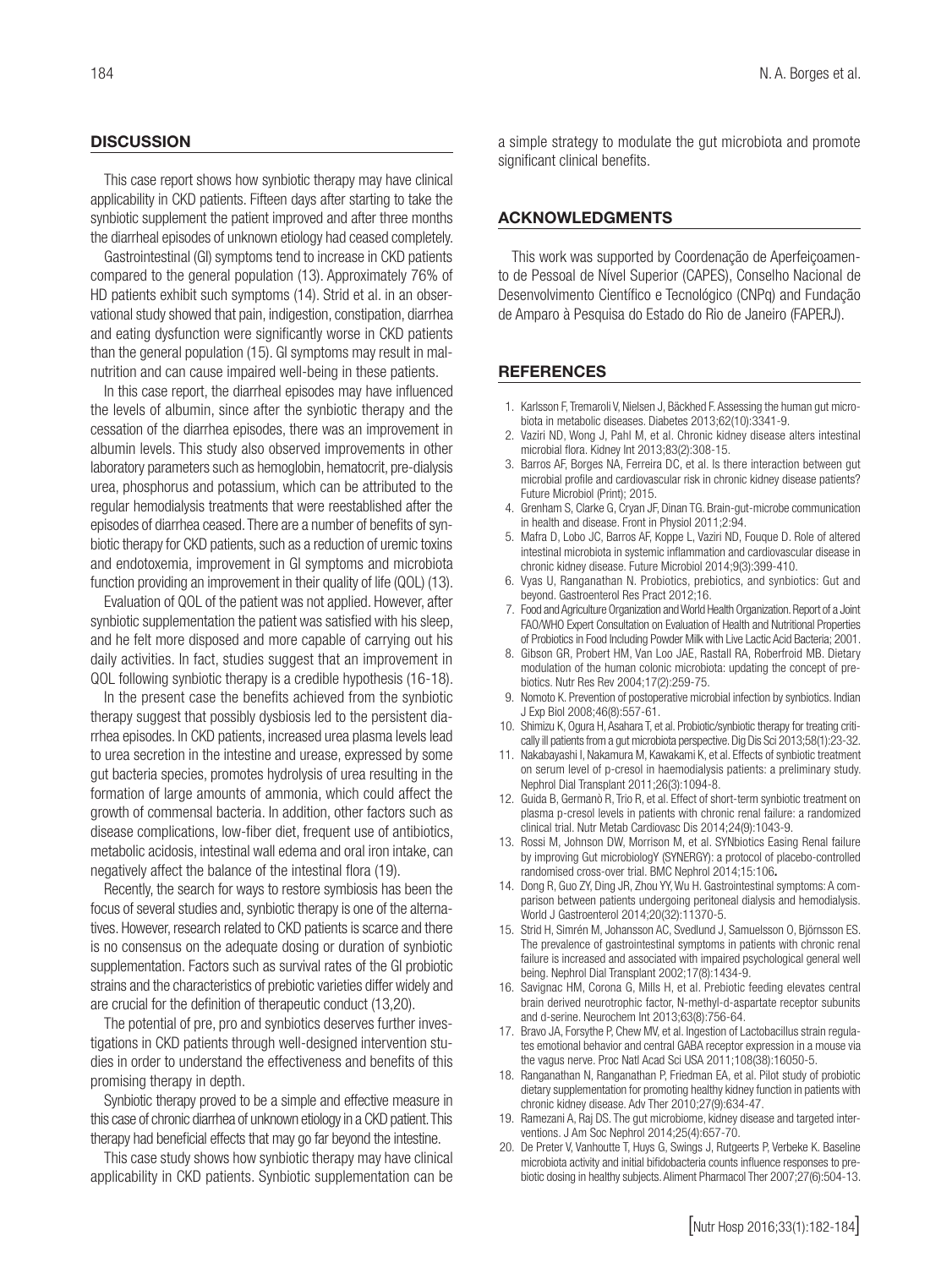## DISCUSSION

This case report shows how synbiotic therapy may have clinical applicability in CKD patients. Fifteen days after starting to take the synbiotic supplement the patient improved and after three months the diarrheal episodes of unknown etiology had ceased completely.

Gastrointestinal (GI) symptoms tend to increase in CKD patients compared to the general population (13). Approximately 76% of HD patients exhibit such symptoms (14). Strid et al. in an observational study showed that pain, indigestion, constipation, diarrhea and eating dysfunction were significantly worse in CKD patients than the general population (15). GI symptoms may result in malnutrition and can cause impaired well-being in these patients.

In this case report, the diarrheal episodes may have influenced the levels of albumin, since after the synbiotic therapy and the cessation of the diarrhea episodes, there was an improvement in albumin levels. This study also observed improvements in other laboratory parameters such as hemoglobin, hematocrit, pre-dialysis urea, phosphorus and potassium, which can be attributed to the regular hemodialysis treatments that were reestablished after the episodes of diarrhea ceased. There are a number of benefits of synbiotic therapy for CKD patients, such as a reduction of uremic toxins and endotoxemia, improvement in GI symptoms and microbiota function providing an improvement in their quality of life (QOL) (13).

Evaluation of QOL of the patient was not applied. However, after synbiotic supplementation the patient was satisfied with his sleep, and he felt more disposed and more capable of carrying out his daily activities. In fact, studies suggest that an improvement in QOL following synbiotic therapy is a credible hypothesis (16-18).

In the present case the benefits achieved from the synbiotic therapy suggest that possibly dysbiosis led to the persistent diarrhea episodes. In CKD patients, increased urea plasma levels lead to urea secretion in the intestine and urease, expressed by some gut bacteria species, promotes hydrolysis of urea resulting in the formation of large amounts of ammonia, which could affect the growth of commensal bacteria. In addition, other factors such as disease complications, low-fiber diet, frequent use of antibiotics, metabolic acidosis, intestinal wall edema and oral iron intake, can negatively affect the balance of the intestinal flora (19).

Recently, the search for ways to restore symbiosis has been the focus of several studies and, synbiotic therapy is one of the alternatives. However, research related to CKD patients is scarce and there is no consensus on the adequate dosing or duration of synbiotic supplementation. Factors such as survival rates of the GI probiotic strains and the characteristics of prebiotic varieties differ widely and are crucial for the definition of therapeutic conduct (13,20).

The potential of pre, pro and synbiotics deserves further investigations in CKD patients through well-designed intervention studies in order to understand the effectiveness and benefits of this promising therapy in depth.

Synbiotic therapy proved to be a simple and effective measure in this case of chronic diarrhea of unknown etiology in a CKD patient. This therapy had beneficial effects that may go far beyond the intestine.

This case study shows how synbiotic therapy may have clinical applicability in CKD patients. Synbiotic supplementation can be a simple strategy to modulate the gut microbiota and promote significant clinical benefits.

## ACKNOWLEDGMENTS

This work was supported by Coordenação de Aperfeiçoamento de Pessoal de Nível Superior (CAPES), Conselho Nacional de Desenvolvimento Científico e Tecnológico (CNPq) and Fundação de Amparo à Pesquisa do Estado do Rio de Janeiro (FAPERJ).

## REFERENCES

1. Karlsson F, Tremaroli V, Nielsen J, Bäckhed F. Assessing the human gut microbiota in metabolic diseases. Diabetes 2013;62(10):3341-9.
2. Vaziri ND, Wong J, Pahl M, et al. Chronic kidney disease alters intestinal microbial flora. Kidney Int 2013;83(2):308-15.
3. Barros AF, Borges NA, Ferreira DC, et al. Is there interaction between gut microbial profile and cardiovascular risk in chronic kidney disease patients? Future Microbiol (Print); 2015.
4. Grenham S, Clarke G, Cryan JF, Dinan TG. Brain-gut-microbe communication in health and disease. Front in Physiol 2011;2:94.
5. Mafra D, Lobo JC, Barros AF, Koppe L, Vaziri ND, Fouque D. Role of altered intestinal microbiota in systemic inflammation and cardiovascular disease in chronic kidney disease. Future Microbiol 2014;9(3):399-410.
6. Vyas U, Ranganathan N. Probiotics, prebiotics, and synbiotics: Gut and beyond. Gastroenterol Res Pract 2012;16.
7. Food and Agriculture Organization and World Health Organization. Report of a Joint FAO/WHO Expert Consultation on Evaluation of Health and Nutritional Properties of Probiotics in Food Including Powder Milk with Live Lactic Acid Bacteria; 2001.
8. Gibson GR, Probert HM, Van Loo JAE, Rastall RA, Roberfroid MB. Dietary modulation of the human colonic microbiota: updating the concept of prebiotics. Nutr Res Rev 2004;17(2):259-75.
9. Nomoto K. Prevention of postoperative microbial infection by synbiotics. Indian J Exp Biol 2008;46(8):557-61.
10. Shimizu K, Ogura H, Asahara T, et al. Probiotic/synbiotic therapy for treating critically ill patients from a gut microbiota perspective. Dig Dis Sci 2013;58(1):23-32.
11. Nakabayashi I, Nakamura M, Kawakami K, et al. Effects of synbiotic treatment on serum level of p-cresol in haemodialysis patients: a preliminary study. Nephrol Dial Transplant 2011;26(3):1094-8.
12. Guida B, Germanò R, Trio R, et al. Effect of short-term synbiotic treatment on plasma p-cresol levels in patients with chronic renal failure: a randomized clinical trial. Nutr Metab Cardiovasc Dis 2014;24(9):1043-9.
13. Rossi M, Johnson DW, Morrison M, et al. SYNbiotics Easing Renal failure by improving Gut microbiologY (SYNERGY): a protocol of placebo-controlled randomised cross-over trial. BMC Nephrol 2014;15:106**.**
14. Dong R, Guo ZY, Ding JR, Zhou YY, Wu H. Gastrointestinal symptoms: A comparison between patients undergoing peritoneal dialysis and hemodialysis. World J Gastroenterol 2014;20(32):11370-5.
15. Strid H, Simrén M, Johansson AC, Svedlund J, Samuelsson O, Björnsson ES. The prevalence of gastrointestinal symptoms in patients with chronic renal failure is increased and associated with impaired psychological general well being. Nephrol Dial Transplant 2002;17(8):1434-9.
16. Savignac HM, Corona G, Mills H, et al. Prebiotic feeding elevates central brain derived neurotrophic factor, N-methyl-d-aspartate receptor subunits and d-serine. Neurochem Int 2013;63(8):756-64.
17. Bravo JA, Forsythe P, Chew MV, et al. Ingestion of Lactobacillus strain regulates emotional behavior and central GABA receptor expression in a mouse via the vagus nerve. Proc Natl Acad Sci USA 2011;108(38):16050-5.
18. Ranganathan N, Ranganathan P, Friedman EA, et al. Pilot study of probiotic dietary supplementation for promoting healthy kidney function in patients with chronic kidney disease. Adv Ther 2010;27(9):634-47.
19. Ramezani A, Raj DS. The gut microbiome, kidney disease and targeted interventions. J Am Soc Nephrol 2014;25(4):657-70.
20. De Preter V, Vanhoutte T, Huys G, Swings J, Rutgeerts P, Verbeke K. Baseline microbiota activity and initial bifidobacteria counts influence responses to prebiotic dosing in healthy subjects. Aliment Pharmacol Ther 2007;27(6):504-13.